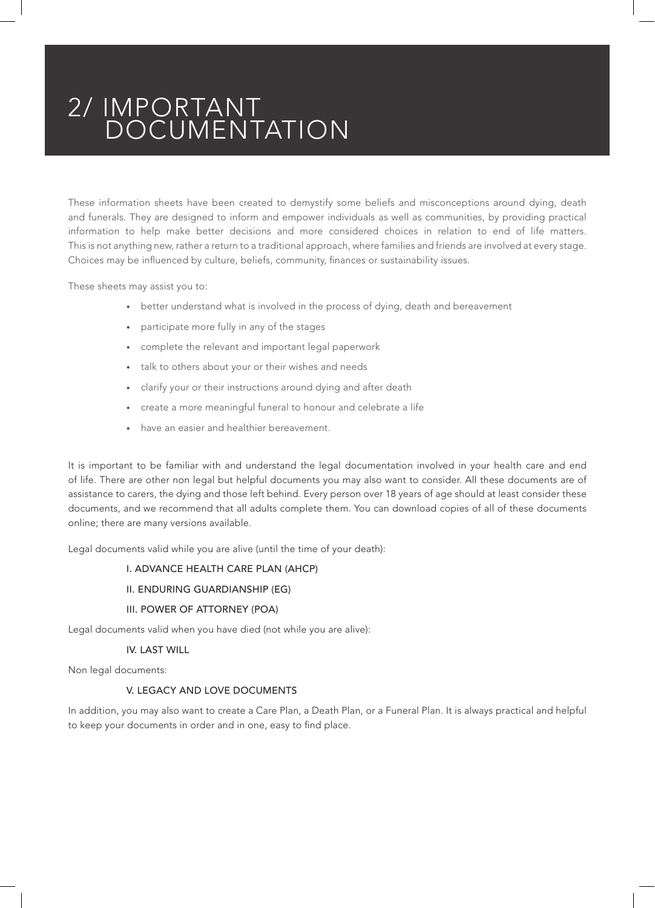# 2/ IMPORTANT DOCUMENTATION

These information sheets have been created to demystify some beliefs and misconceptions around dying, death and funerals. They are designed to inform and empower individuals as well as communities, by providing practical information to help make better decisions and more considered choices in relation to end of life matters. This is not anything new, rather a return to a traditional approach, where families and friends are involved at every stage. Choices may be influenced by culture, beliefs, community, finances or sustainability issues.

These sheets may assist you to:

- better understand what is involved in the process of dying, death and bereavement
- participate more fully in any of the stages
- complete the relevant and important legal paperwork
- talk to others about your or their wishes and needs
- clarify your or their instructions around dying and after death
- create a more meaningful funeral to honour and celebrate a life
- have an easier and healthier bereavement.

It is important to be familiar with and understand the legal documentation involved in your health care and end of life. There are other non legal but helpful documents you may also want to consider. All these documents are of assistance to carers, the dying and those left behind. Every person over 18 years of age should at least consider these documents, and we recommend that all adults complete them. You can download copies of all of these documents online; there are many versions available.

Legal documents valid while you are alive (until the time of your death):

I. ADVANCE HEALTH CARE PLAN (AHCP)

II. ENDURING GUARDIANSHIP (EG)

III. POWER OF ATTORNEY (POA)

Legal documents valid when you have died (not while you are alive):

IV. LAST WILL

Non legal documents:

V. LEGACY AND LOVE DOCUMENTS

In addition, you may also want to create a Care Plan, a Death Plan, or a Funeral Plan. It is always practical and helpful to keep your documents in order and in one, easy to find place.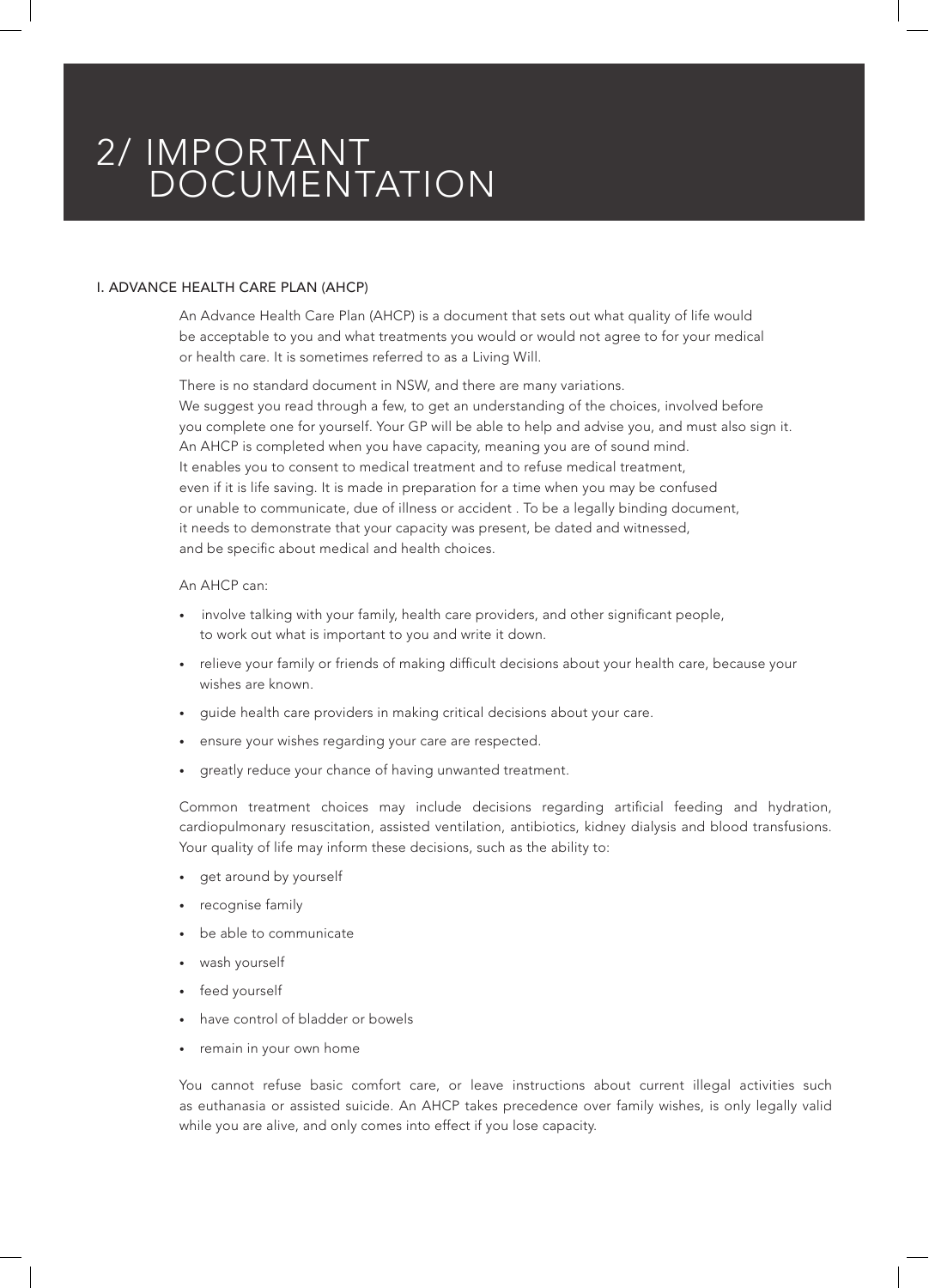# 2/ IMPORTANT DOCUMENTATION

## I. ADVANCE HEALTH CARE PLAN (AHCP)

An Advance Health Care Plan (AHCP) is a document that sets out what quality of life would be acceptable to you and what treatments you would or would not agree to for your medical or health care. It is sometimes referred to as a Living Will.

There is no standard document in NSW, and there are many variations. We suggest you read through a few, to get an understanding of the choices, involved before you complete one for yourself. Your GP will be able to help and advise you, and must also sign it. An AHCP is completed when you have capacity, meaning you are of sound mind. It enables you to consent to medical treatment and to refuse medical treatment, even if it is life saving. It is made in preparation for a time when you may be confused or unable to communicate, due of illness or accident . To be a legally binding document, it needs to demonstrate that your capacity was present, be dated and witnessed, and be specific about medical and health choices.

An AHCP can:

- involve talking with your family, health care providers, and other significant people, to work out what is important to you and write it down.
- relieve your family or friends of making difficult decisions about your health care, because your wishes are known.
- guide health care providers in making critical decisions about your care.
- ensure your wishes regarding your care are respected.
- greatly reduce your chance of having unwanted treatment.

Common treatment choices may include decisions regarding artificial feeding and hydration, cardiopulmonary resuscitation, assisted ventilation, antibiotics, kidney dialysis and blood transfusions. Your quality of life may inform these decisions, such as the ability to:

- get around by yourself
- recognise family
- be able to communicate
- wash yourself
- feed yourself
- have control of bladder or bowels
- remain in your own home

You cannot refuse basic comfort care, or leave instructions about current illegal activities such as euthanasia or assisted suicide. An AHCP takes precedence over family wishes, is only legally valid while you are alive, and only comes into effect if you lose capacity.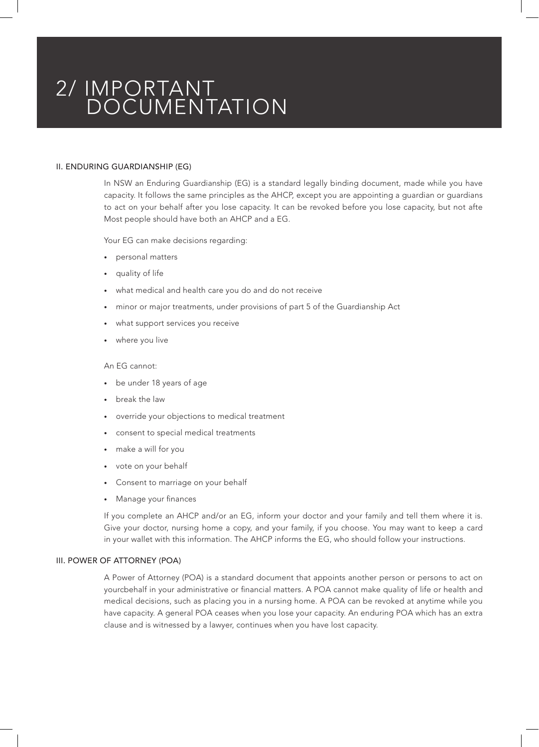# 2/ IMPORTANT DOCUMENTATION

### II. ENDURING GUARDIANSHIP (EG)

In NSW an Enduring Guardianship (EG) is a standard legally binding document, made while you have capacity. It follows the same principles as the AHCP, except you are appointing a guardian or guardians to act on your behalf after you lose capacity. It can be revoked before you lose capacity, but not afte Most people should have both an AHCP and a EG.

Your EG can make decisions regarding:

- personal matters
- quality of life
- what medical and health care you do and do not receive
- minor or major treatments, under provisions of part 5 of the Guardianship Act
- what support services you receive
- where you live

An EG cannot:

- be under 18 years of age
- break the law
- override your objections to medical treatment
- consent to special medical treatments
- make a will for you
- vote on your behalf
- Consent to marriage on your behalf
- Manage your finances

If you complete an AHCP and/or an EG, inform your doctor and your family and tell them where it is. Give your doctor, nursing home a copy, and your family, if you choose. You may want to keep a card in your wallet with this information. The AHCP informs the EG, who should follow your instructions.

### III. POWER OF ATTORNEY (POA)

A Power of Attorney (POA) is a standard document that appoints another person or persons to act on yourcbehalf in your administrative or financial matters. A POA cannot make quality of life or health and medical decisions, such as placing you in a nursing home. A POA can be revoked at anytime while you have capacity. A general POA ceases when you lose your capacity. An enduring POA which has an extra clause and is witnessed by a lawyer, continues when you have lost capacity.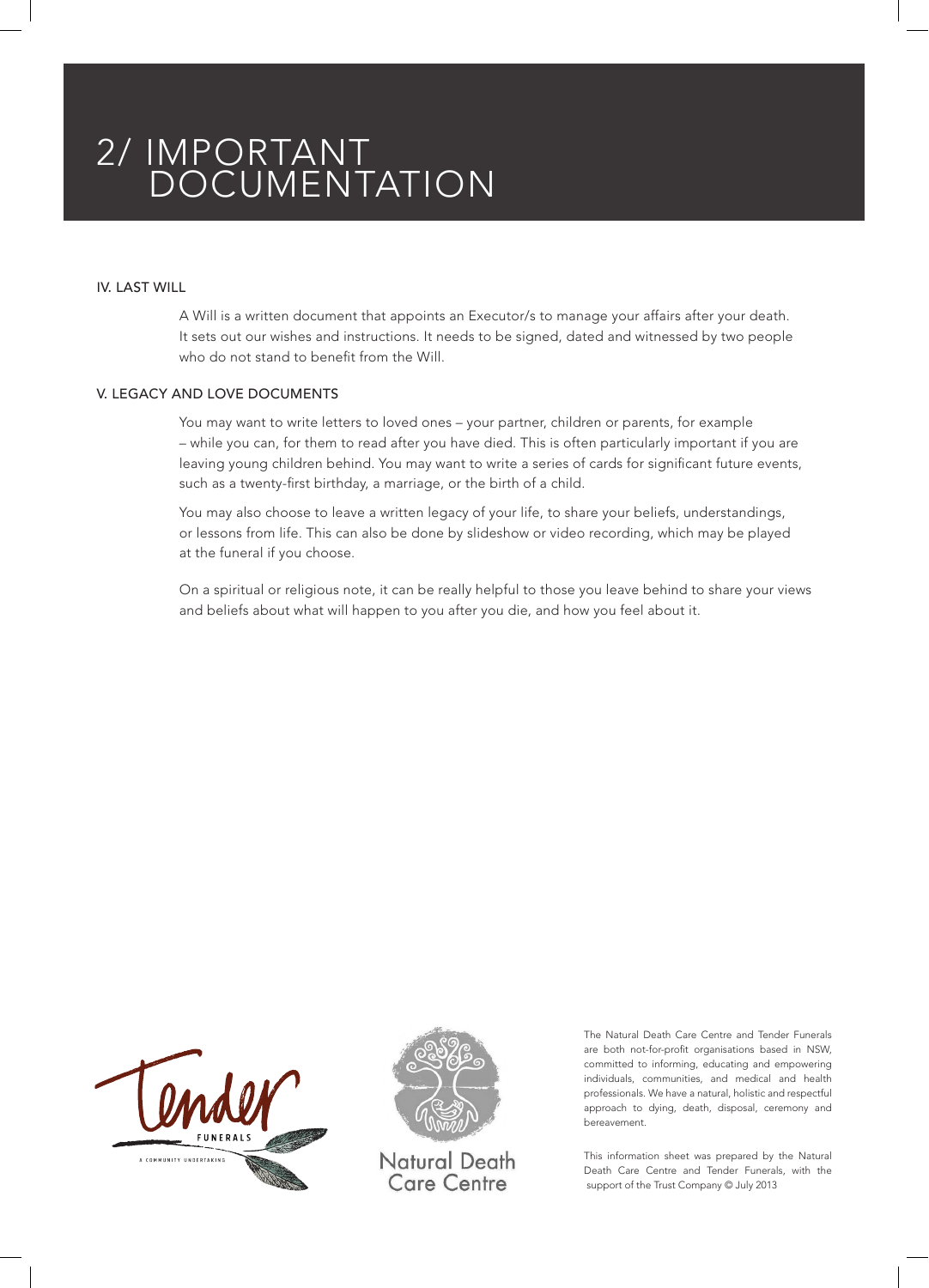# 2/ IMPORTANT DOCUMENTATION

### IV. LAST WILL

A Will is a written document that appoints an Executor/s to manage your affairs after your death. It sets out our wishes and instructions. It needs to be signed, dated and witnessed by two people who do not stand to benefit from the Will.

### V. LEGACY AND LOVE DOCUMENTS

You may want to write letters to loved ones – your partner, children or parents, for example – while you can, for them to read after you have died. This is often particularly important if you are leaving young children behind. You may want to write a series of cards for significant future events, such as a twenty-first birthday, a marriage, or the birth of a child.

You may also choose to leave a written legacy of your life, to share your beliefs, understandings, or lessons from life. This can also be done by slideshow or video recording, which may be played at the funeral if you choose.

On a spiritual or religious note, it can be really helpful to those you leave behind to share your views and beliefs about what will happen to you after you die, and how you feel about it.

Tender FUNERALS
A COMMUNITY UNDERTAKING

Natural Death Care Centre

The Natural Death Care Centre and Tender Funerals are both not-for-profit organisations based in NSW, committed to informing, educating and empowering individuals, communities, and medical and health professionals. We have a natural, holistic and respectful approach to dying, death, disposal, ceremony and bereavement.

This information sheet was prepared by the Natural Death Care Centre and Tender Funerals, with the support of the Trust Company © July 2013